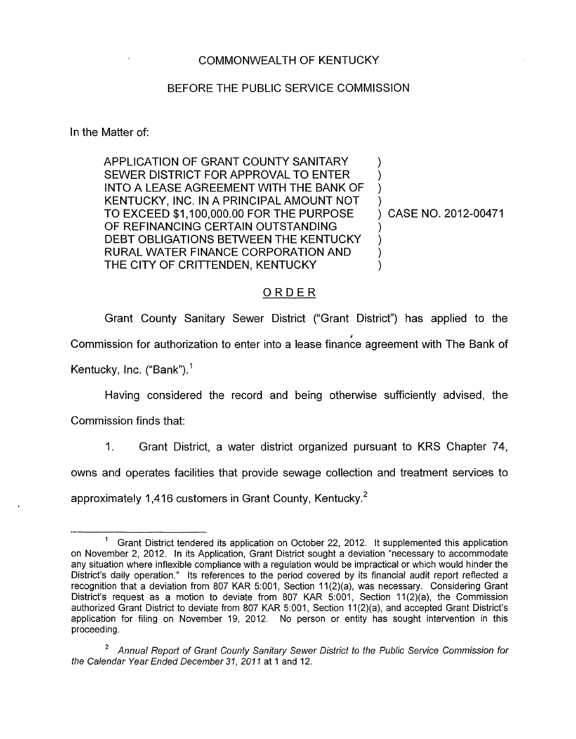COMMONWEALTH OF KENTUCKY

BEFORE THE PUBLIC SERVICE COMMISSION

In the Matter of:

| | | |
|---|---|---|
| APPLICATION OF GRANT COUNTY SANITARY SEWER DISTRICT FOR APPROVAL TO ENTER INTO A LEASE AGREEMENT WITH THE BANK OF KENTUCKY, INC. IN A PRINCIPAL AMOUNT NOT TO EXCEED $1,100,000.00 FOR THE PURPOSE OF REFINANCING CERTAIN OUTSTANDING DEBT OBLIGATIONS BETWEEN THE KENTUCKY RURAL WATER FINANCE CORPORATION AND THE CITY OF CRITTENDEN, KENTUCKY | ) | CASE NO. 2012-00471 |

## ORDER

Grant County Sanitary Sewer District ("Grant District") has applied to the Commission for authorization to enter into a lease finance agreement with The Bank of Kentucky, Inc. ("Bank").[1]

Having considered the record and being otherwise sufficiently advised, the Commission finds that:

1. Grant District, a water district organized pursuant to KRS Chapter 74, owns and operates facilities that provide sewage collection and treatment services to approximately 1,416 customers in Grant County, Kentucky.[2]

---

[1] Grant District tendered its application on October 22, 2012. It supplemented this application on November 2, 2012. In its Application, Grant District sought a deviation "necessary to accommodate any situation where inflexible compliance with a regulation would be impractical or which would hinder the District's daily operation." Its references to the period covered by its financial audit report reflected a recognition that a deviation from 807 KAR 5:001, Section 11(2)(a), was necessary. Considering Grant District's request as a motion to deviate from 807 KAR 5:001, Section 11(2)(a), the Commission authorized Grant District to deviate from 807 KAR 5:001, Section 11(2)(a), and accepted Grant District's application for filing on November 19, 2012. No person or entity has sought intervention in this proceeding.

[2] *Annual Report of Grant County Sanitary Sewer District to the Public Service Commission for the Calendar Year Ended December 31, 2011* at 1 and 12.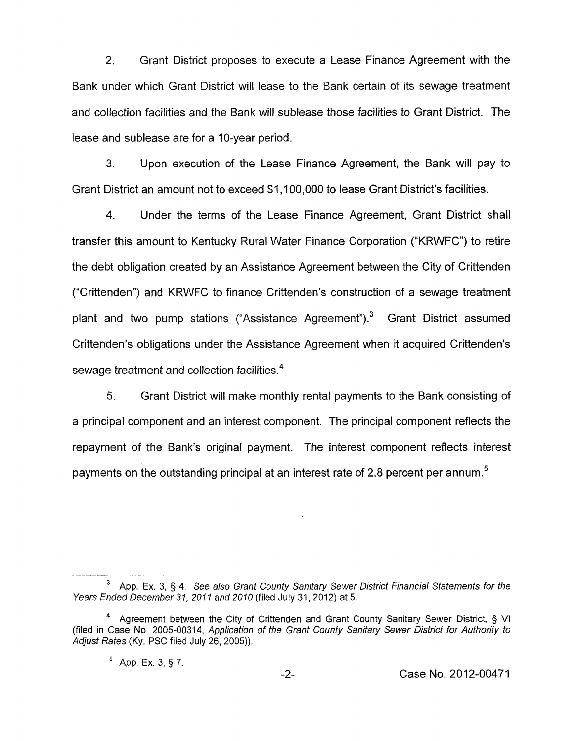2. Grant District proposes to execute a Lease Finance Agreement with the Bank under which Grant District will lease to the Bank certain of its sewage treatment and collection facilities and the Bank will sublease those facilities to Grant District. The lease and sublease are for a 10-year period.

3. Upon execution of the Lease Finance Agreement, the Bank will pay to Grant District an amount not to exceed $1,100,000 to lease Grant District's facilities.

4. Under the terms of the Lease Finance Agreement, Grant District shall transfer this amount to Kentucky Rural Water Finance Corporation ("KRWFC") to retire the debt obligation created by an Assistance Agreement between the City of Crittenden ("Crittenden") and KRWFC to finance Crittenden's construction of a sewage treatment plant and two pump stations ("Assistance Agreement").[3] Grant District assumed Crittenden's obligations under the Assistance Agreement when it acquired Crittenden's sewage treatment and collection facilities.[4]

5. Grant District will make monthly rental payments to the Bank consisting of a principal component and an interest component. The principal component reflects the repayment of the Bank's original payment. The interest component reflects interest payments on the outstanding principal at an interest rate of 2.8 percent per annum.[5]

---

[3] App. Ex. 3, § 4. *See also Grant County Sanitary Sewer District Financial Statements for the Years Ended December 31, 2011 and 2010* (filed July 31, 2012) at 5.

[4] Agreement between the City of Crittenden and Grant County Sanitary Sewer District, § VI (filed in Case No. 2005-00314, *Application of the Grant County Sanitary Sewer District for Authority to Adjust Rates* (Ky. PSC filed July 26, 2005)).

[5] App. Ex. 3, § 7.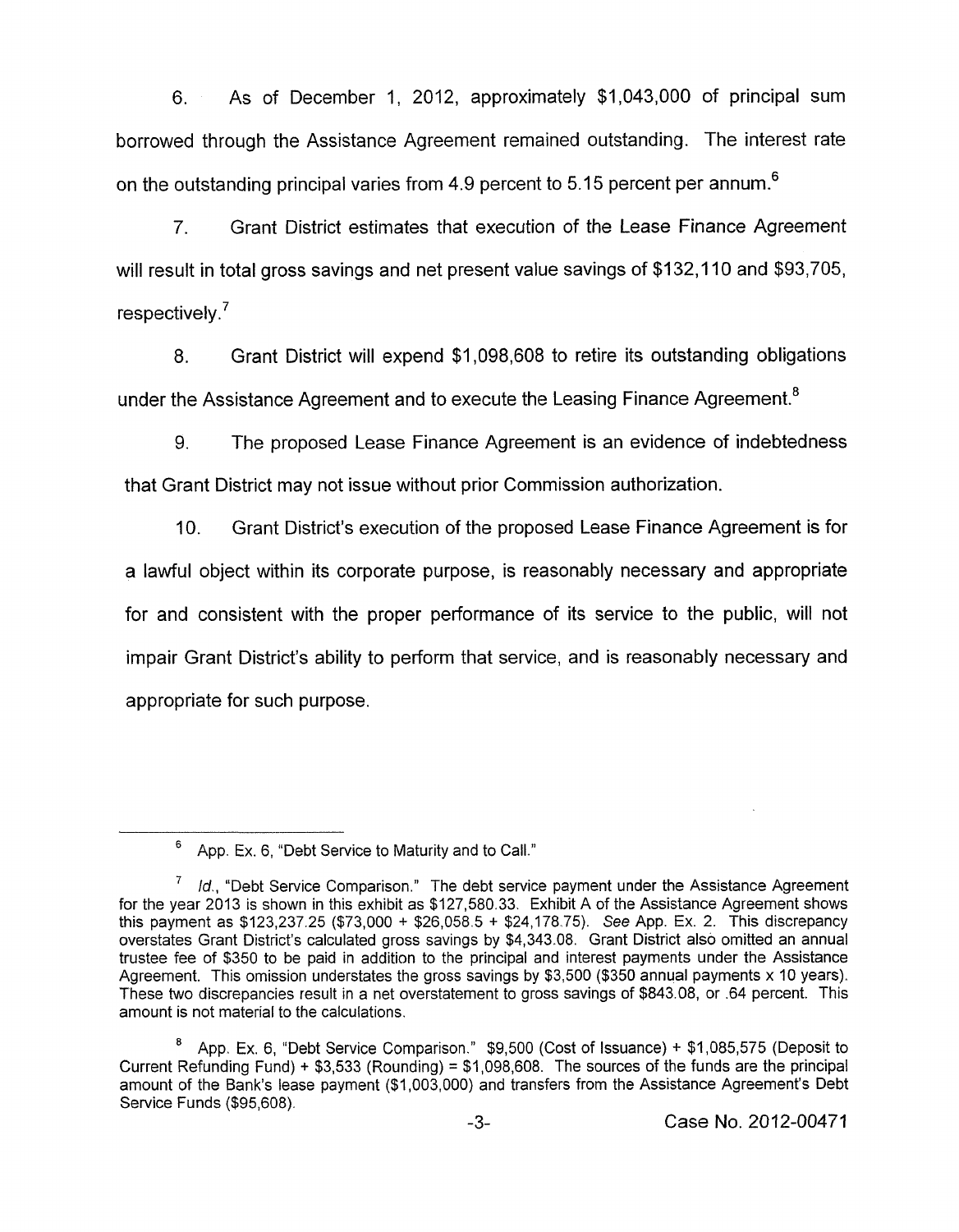6. As of December 1, 2012, approximately $1,043,000 of principal sum borrowed through the Assistance Agreement remained outstanding. The interest rate on the outstanding principal varies from 4.9 percent to 5.15 percent per annum.[6]

7. Grant District estimates that execution of the Lease Finance Agreement will result in total gross savings and net present value savings of $132,110 and $93,705, respectively.[7]

8. Grant District will expend $1,098,608 to retire its outstanding obligations under the Assistance Agreement and to execute the Leasing Finance Agreement.[8]

9. The proposed Lease Finance Agreement is an evidence of indebtedness that Grant District may not issue without prior Commission authorization.

10. Grant District's execution of the proposed Lease Finance Agreement is for a lawful object within its corporate purpose, is reasonably necessary and appropriate for and consistent with the proper performance of its service to the public, will not impair Grant District's ability to perform that service, and is reasonably necessary and appropriate for such purpose.

---

[6] App. Ex. 6, "Debt Service to Maturity and to Call."

[7] *Id.*, "Debt Service Comparison." The debt service payment under the Assistance Agreement for the year 2013 is shown in this exhibit as $127,580.33. Exhibit A of the Assistance Agreement shows this payment as $123,237.25 ($73,000 + $26,058.5 + $24,178.75). *See* App. Ex. 2. This discrepancy overstates Grant District's calculated gross savings by $4,343.08. Grant District also omitted an annual trustee fee of $350 to be paid in addition to the principal and interest payments under the Assistance Agreement. This omission understates the gross savings by $3,500 ($350 annual payments x 10 years). These two discrepancies result in a net overstatement to gross savings of $843.08, or .64 percent. This amount is not material to the calculations.

[8] App. Ex. 6, "Debt Service Comparison." $9,500 (Cost of Issuance) + $1,085,575 (Deposit to Current Refunding Fund) + $3,533 (Rounding) = $1,098,608. The sources of the funds are the principal amount of the Bank's lease payment ($1,003,000) and transfers from the Assistance Agreement's Debt Service Funds ($95,608).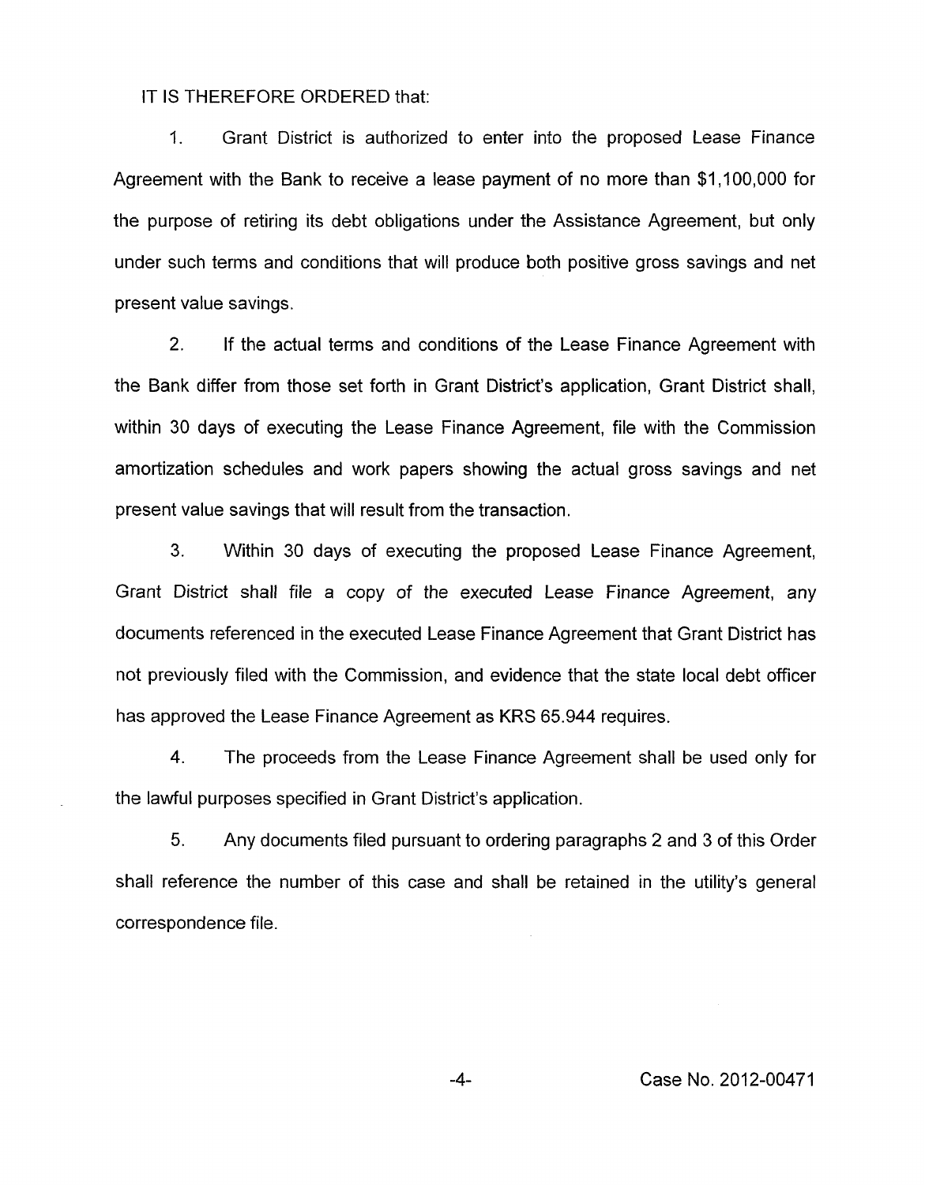IT IS THEREFORE ORDERED that:

1. Grant District is authorized to enter into the proposed Lease Finance Agreement with the Bank to receive a lease payment of no more than $1,100,000 for the purpose of retiring its debt obligations under the Assistance Agreement, but only under such terms and conditions that will produce both positive gross savings and net present value savings.

2. If the actual terms and conditions of the Lease Finance Agreement with the Bank differ from those set forth in Grant District's application, Grant District shall, within 30 days of executing the Lease Finance Agreement, file with the Commission amortization schedules and work papers showing the actual gross savings and net present value savings that will result from the transaction.

3. Within 30 days of executing the proposed Lease Finance Agreement, Grant District shall file a copy of the executed Lease Finance Agreement, any documents referenced in the executed Lease Finance Agreement that Grant District has not previously filed with the Commission, and evidence that the state local debt officer has approved the Lease Finance Agreement as KRS 65.944 requires.

4. The proceeds from the Lease Finance Agreement shall be used only for the lawful purposes specified in Grant District's application.

5. Any documents filed pursuant to ordering paragraphs 2 and 3 of this Order shall reference the number of this case and shall be retained in the utility's general correspondence file.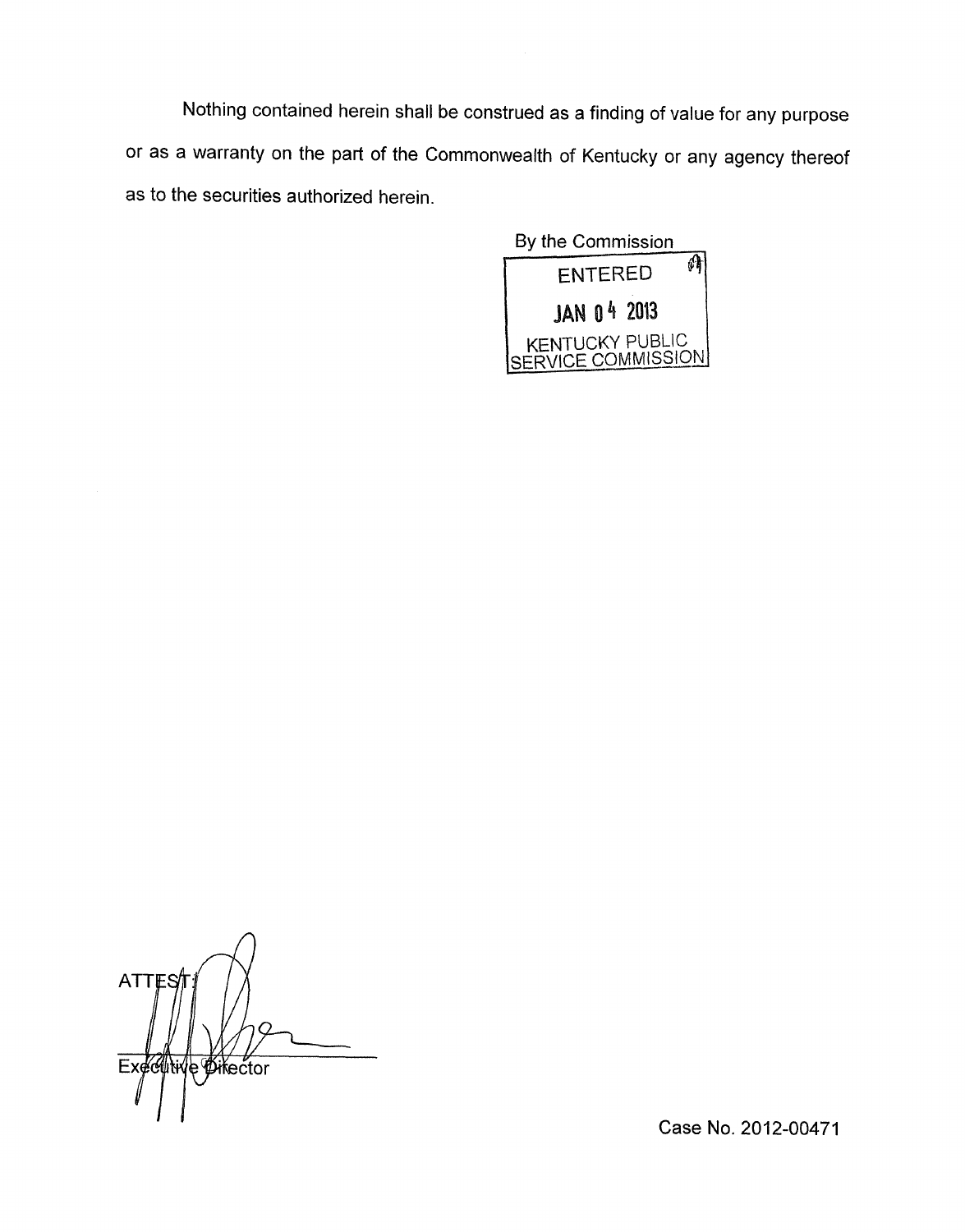Nothing contained herein shall be construed as a finding of value for any purpose or as a warranty on the part of the Commonwealth of Kentucky or any agency thereof as to the securities authorized herein.

By the Commission

ENTERED

JAN 04 2013

KENTUCKY PUBLIC SERVICE COMMISSION

ATTEST:

Executive Director

Case No. 2012-00471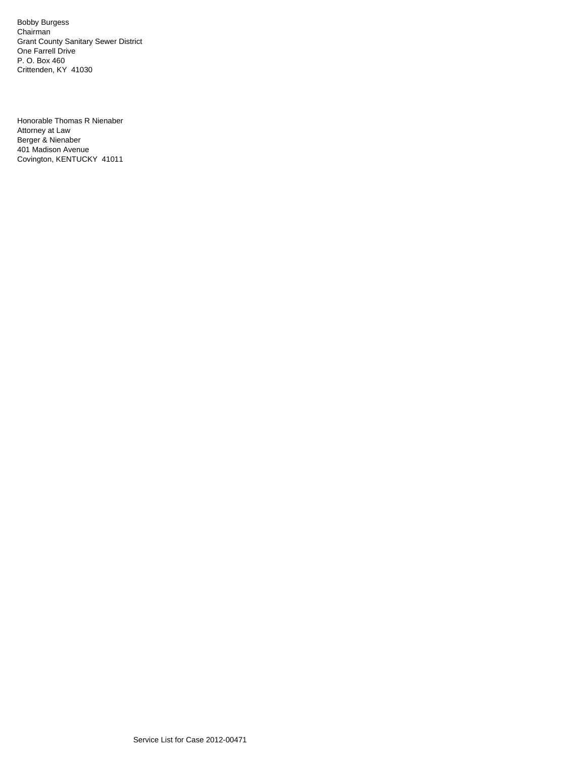Bobby Burgess
Chairman
Grant County Sanitary Sewer District
One Farrell Drive
P. O. Box 460
Crittenden, KY 41030

Honorable Thomas R Nienaber
Attorney at Law
Berger & Nienaber
401 Madison Avenue
Covington, KENTUCKY 41011

Service List for Case 2012-00471